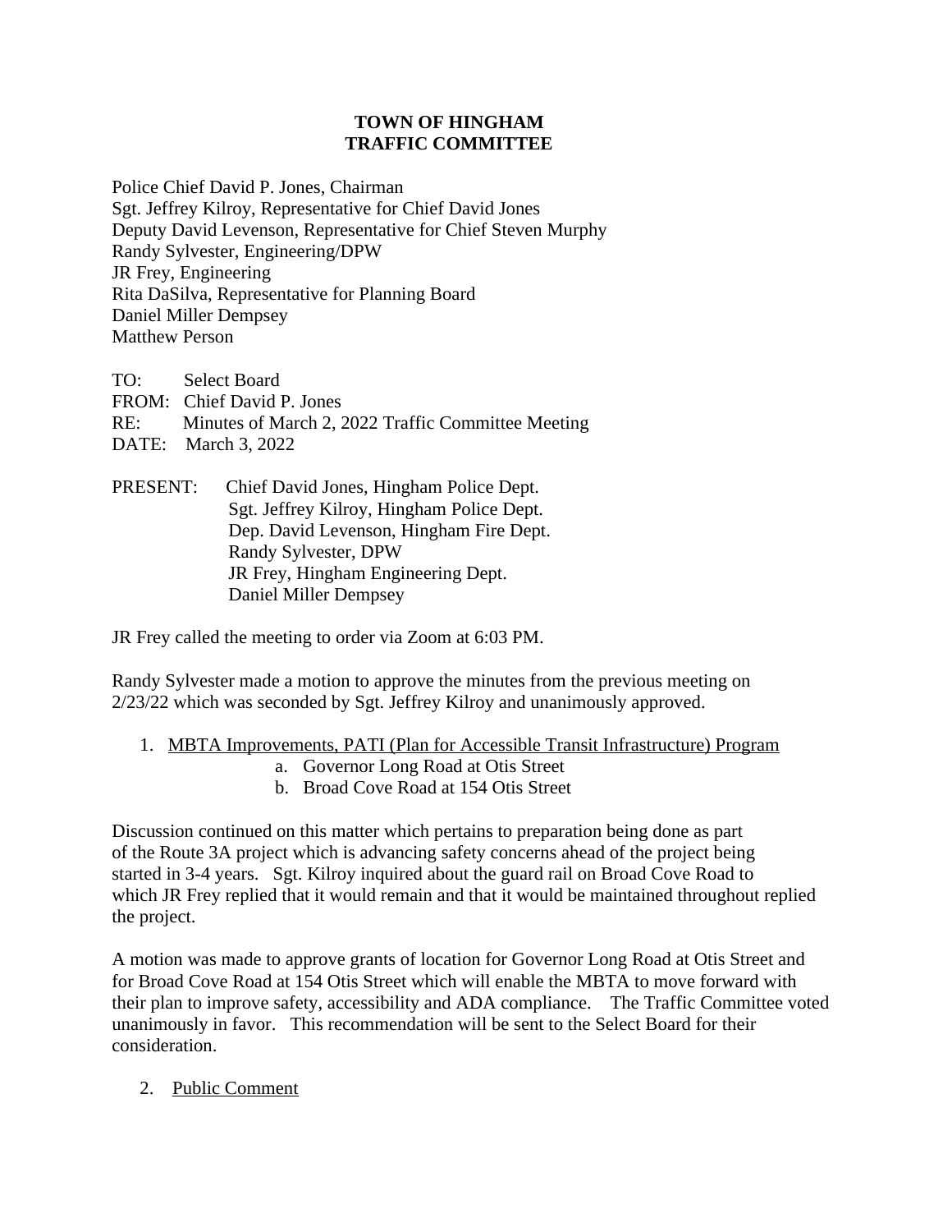**TOWN OF HINGHAM**
**TRAFFIC COMMITTEE**

Police Chief David P. Jones, Chairman
Sgt. Jeffrey Kilroy, Representative for Chief David Jones
Deputy David Levenson, Representative for Chief Steven Murphy
Randy Sylvester, Engineering/DPW
JR Frey, Engineering
Rita DaSilva, Representative for Planning Board
Daniel Miller Dempsey
Matthew Person

TO: Select Board
FROM: Chief David P. Jones
RE: Minutes of March 2, 2022 Traffic Committee Meeting
DATE: March 3, 2022

PRESENT: Chief David Jones, Hingham Police Dept.
Sgt. Jeffrey Kilroy, Hingham Police Dept.
Dep. David Levenson, Hingham Fire Dept.
Randy Sylvester, DPW
JR Frey, Hingham Engineering Dept.
Daniel Miller Dempsey

JR Frey called the meeting to order via Zoom at 6:03 PM.

Randy Sylvester made a motion to approve the minutes from the previous meeting on 2/23/22 which was seconded by Sgt. Jeffrey Kilroy and unanimously approved.

1. <u>MBTA Improvements, PATI (Plan for Accessible Transit Infrastructure) Program</u>
   a. Governor Long Road at Otis Street
   b. Broad Cove Road at 154 Otis Street

Discussion continued on this matter which pertains to preparation being done as part of the Route 3A project which is advancing safety concerns ahead of the project being started in 3-4 years. Sgt. Kilroy inquired about the guard rail on Broad Cove Road to which JR Frey replied that it would remain and that it would be maintained throughout replied the project.

A motion was made to approve grants of location for Governor Long Road at Otis Street and for Broad Cove Road at 154 Otis Street which will enable the MBTA to move forward with their plan to improve safety, accessibility and ADA compliance. The Traffic Committee voted unanimously in favor. This recommendation will be sent to the Select Board for their consideration.

2. <u>Public Comment</u>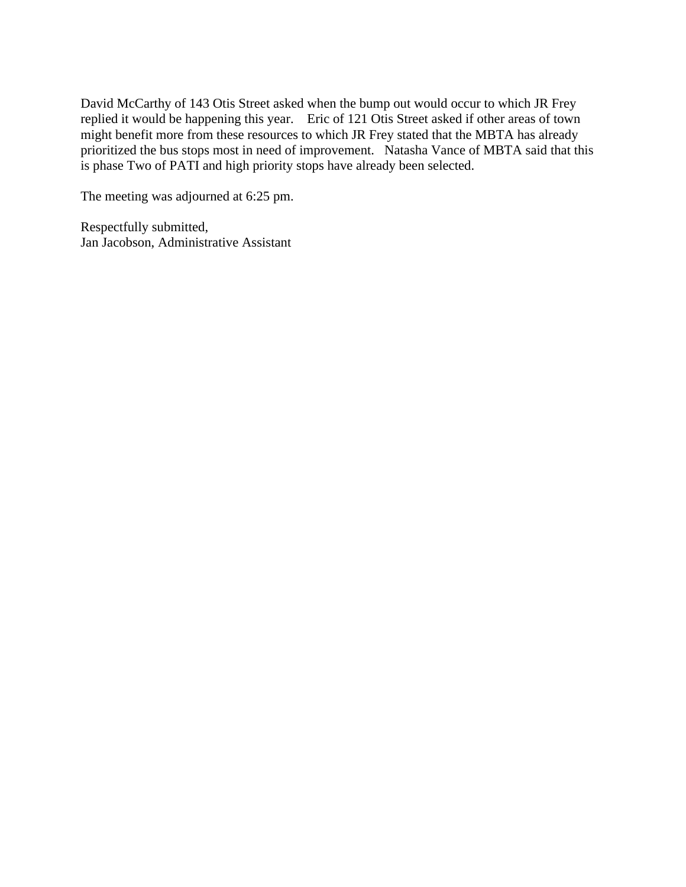David McCarthy of 143 Otis Street asked when the bump out would occur to which JR Frey replied it would be happening this year. Eric of 121 Otis Street asked if other areas of town might benefit more from these resources to which JR Frey stated that the MBTA has already prioritized the bus stops most in need of improvement. Natasha Vance of MBTA said that this is phase Two of PATI and high priority stops have already been selected.

The meeting was adjourned at 6:25 pm.

Respectfully submitted,
Jan Jacobson, Administrative Assistant